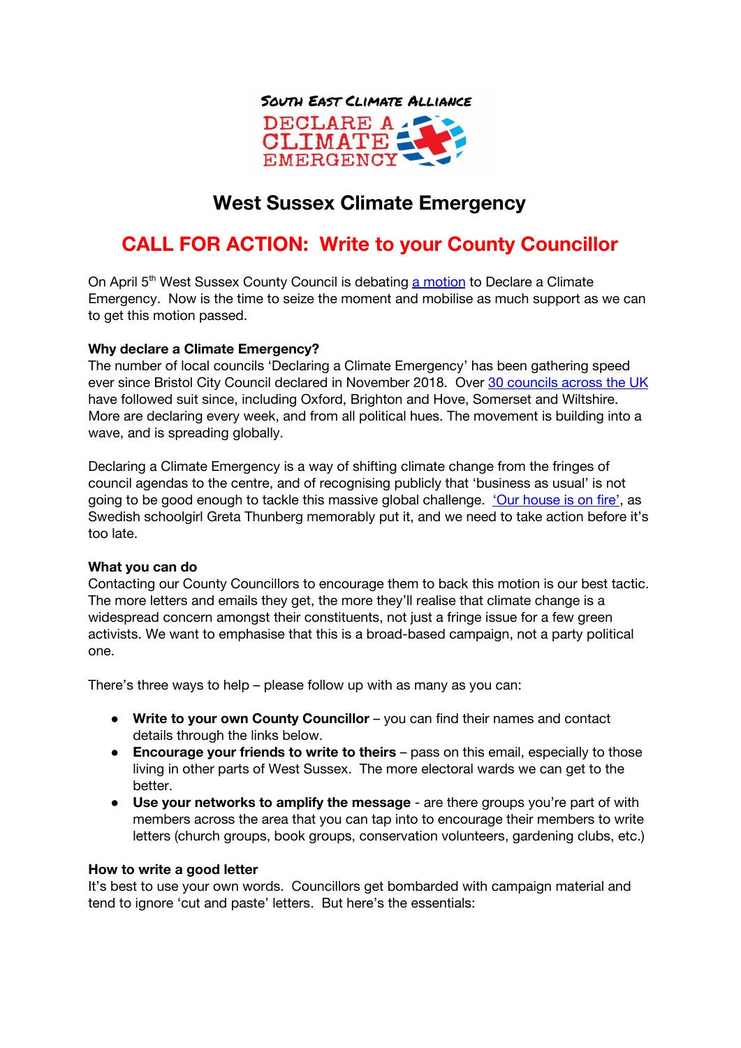South East Climate Alliance

DECLARE A CLIMATE EMERGENCY

# West Sussex Climate Emergency

## CALL FOR ACTION: Write to your County Councillor

On April 5th West Sussex County Council is debating a motion to Declare a Climate Emergency. Now is the time to seize the moment and mobilise as much support as we can to get this motion passed.

**Why declare a Climate Emergency?**
The number of local councils 'Declaring a Climate Emergency' has been gathering speed ever since Bristol City Council declared in November 2018. Over 30 councils across the UK have followed suit since, including Oxford, Brighton and Hove, Somerset and Wiltshire. More are declaring every week, and from all political hues. The movement is building into a wave, and is spreading globally.

Declaring a Climate Emergency is a way of shifting climate change from the fringes of council agendas to the centre, and of recognising publicly that 'business as usual' is not going to be good enough to tackle this massive global challenge. 'Our house is on fire', as Swedish schoolgirl Greta Thunberg memorably put it, and we need to take action before it's too late.

**What you can do**
Contacting our County Councillors to encourage them to back this motion is our best tactic. The more letters and emails they get, the more they'll realise that climate change is a widespread concern amongst their constituents, not just a fringe issue for a few green activists. We want to emphasise that this is a broad-based campaign, not a party political one.

There's three ways to help – please follow up with as many as you can:

- **Write to your own County Councillor** – you can find their names and contact details through the links below.
- **Encourage your friends to write to theirs** – pass on this email, especially to those living in other parts of West Sussex. The more electoral wards we can get to the better.
- **Use your networks to amplify the message** - are there groups you're part of with members across the area that you can tap into to encourage their members to write letters (church groups, book groups, conservation volunteers, gardening clubs, etc.)

**How to write a good letter**
It's best to use your own words. Councillors get bombarded with campaign material and tend to ignore 'cut and paste' letters. But here's the essentials: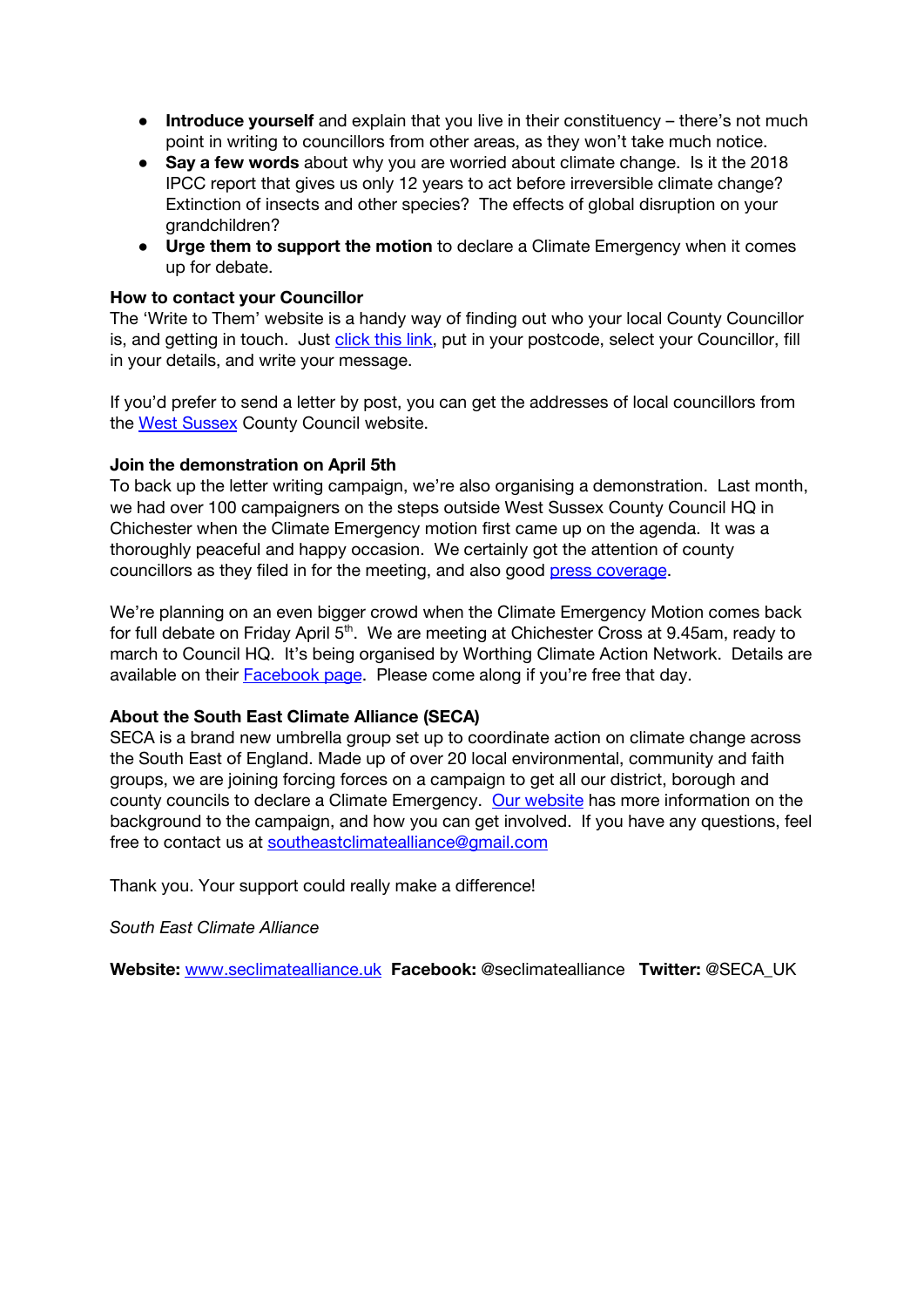- **Introduce yourself** and explain that you live in their constituency – there's not much point in writing to councillors from other areas, as they won't take much notice.
- **Say a few words** about why you are worried about climate change. Is it the 2018 IPCC report that gives us only 12 years to act before irreversible climate change? Extinction of insects and other species? The effects of global disruption on your grandchildren?
- **Urge them to support the motion** to declare a Climate Emergency when it comes up for debate.

**How to contact your Councillor**

The 'Write to Them' website is a handy way of finding out who your local County Councillor is, and getting in touch. Just click this link, put in your postcode, select your Councillor, fill in your details, and write your message.

If you'd prefer to send a letter by post, you can get the addresses of local councillors from the West Sussex County Council website.

**Join the demonstration on April 5th**

To back up the letter writing campaign, we're also organising a demonstration. Last month, we had over 100 campaigners on the steps outside West Sussex County Council HQ in Chichester when the Climate Emergency motion first came up on the agenda. It was a thoroughly peaceful and happy occasion. We certainly got the attention of county councillors as they filed in for the meeting, and also good press coverage.

We're planning on an even bigger crowd when the Climate Emergency Motion comes back for full debate on Friday April 5th. We are meeting at Chichester Cross at 9.45am, ready to march to Council HQ. It's being organised by Worthing Climate Action Network. Details are available on their Facebook page. Please come along if you're free that day.

**About the South East Climate Alliance (SECA)**

SECA is a brand new umbrella group set up to coordinate action on climate change across the South East of England. Made up of over 20 local environmental, community and faith groups, we are joining forcing forces on a campaign to get all our district, borough and county councils to declare a Climate Emergency. Our website has more information on the background to the campaign, and how you can get involved. If you have any questions, feel free to contact us at southeastclimatealliance@gmail.com

Thank you. Your support could really make a difference!

*South East Climate Alliance*

**Website:** www.seclimatealliance.uk **Facebook:** @seclimatealliance **Twitter:** @SECA_UK